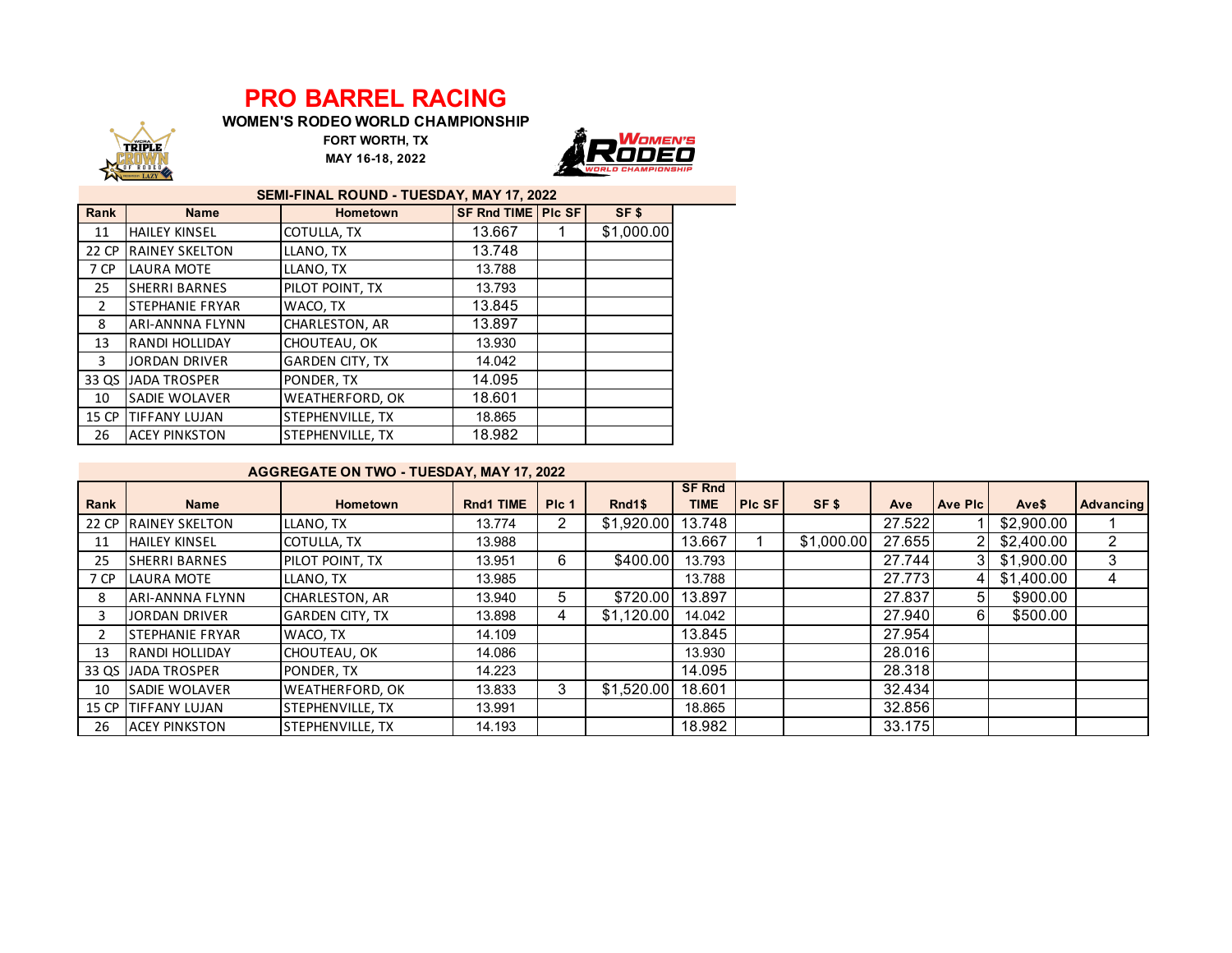# PRO BARREL RACING

**WOMEN'S RODEO WORLD CHAMPIONSHIP**

**FORT WORTH, TX**

**MAY 16-18, 2022**

### SEMI-FINAL ROUND - TUESDAY, MAY 17, 2022

| Rank | Name | Hometown | SF Rnd TIME | Plc SF | SF $ |
|---|---|---|---|---|---|
| 11 | HAILEY KINSEL | COTULLA, TX | 13.667 | 1 | $1,000.00 |
| 22 CP | RAINEY SKELTON | LLANO, TX | 13.748 | | |
| 7 CP | LAURA MOTE | LLANO, TX | 13.788 | | |
| 25 | SHERRI BARNES | PILOT POINT, TX | 13.793 | | |
| 2 | STEPHANIE FRYAR | WACO, TX | 13.845 | | |
| 8 | ARI-ANNNA FLYNN | CHARLESTON, AR | 13.897 | | |
| 13 | RANDI HOLLIDAY | CHOUTEAU, OK | 13.930 | | |
| 3 | JORDAN DRIVER | GARDEN CITY, TX | 14.042 | | |
| 33 QS | JADA TROSPER | PONDER, TX | 14.095 | | |
| 10 | SADIE WOLAVER | WEATHERFORD, OK | 18.601 | | |
| 15 CP | TIFFANY LUJAN | STEPHENVILLE, TX | 18.865 | | |
| 26 | ACEY PINKSTON | STEPHENVILLE, TX | 18.982 | | |

### AGGREGATE ON TWO - TUESDAY, MAY 17, 2022

| Rank | Name | Hometown | Rnd1 TIME | Plc 1 | Rnd1$ | SF Rnd TIME | Plc SF | SF $ | Ave | Ave Plc | Ave$ | Advancing |
|---|---|---|---|---|---|---|---|---|---|---|---|---|
| 22 CP | RAINEY SKELTON | LLANO, TX | 13.774 | 2 | $1,920.00 | 13.748 | | | 27.522 | 1 | $2,900.00 | 1 |
| 11 | HAILEY KINSEL | COTULLA, TX | 13.988 | | | 13.667 | 1 | $1,000.00 | 27.655 | 2 | $2,400.00 | 2 |
| 25 | SHERRI BARNES | PILOT POINT, TX | 13.951 | 6 | $400.00 | 13.793 | | | 27.744 | 3 | $1,900.00 | 3 |
| 7 CP | LAURA MOTE | LLANO, TX | 13.985 | | | 13.788 | | | 27.773 | 4 | $1,400.00 | 4 |
| 8 | ARI-ANNNA FLYNN | CHARLESTON, AR | 13.940 | 5 | $720.00 | 13.897 | | | 27.837 | 5 | $900.00 | |
| 3 | JORDAN DRIVER | GARDEN CITY, TX | 13.898 | 4 | $1,120.00 | 14.042 | | | 27.940 | 6 | $500.00 | |
| 2 | STEPHANIE FRYAR | WACO, TX | 14.109 | | | 13.845 | | | 27.954 | | | |
| 13 | RANDI HOLLIDAY | CHOUTEAU, OK | 14.086 | | | 13.930 | | | 28.016 | | | |
| 33 QS | JADA TROSPER | PONDER, TX | 14.223 | | | 14.095 | | | 28.318 | | | |
| 10 | SADIE WOLAVER | WEATHERFORD, OK | 13.833 | 3 | $1,520.00 | 18.601 | | | 32.434 | | | |
| 15 CP | TIFFANY LUJAN | STEPHENVILLE, TX | 13.991 | | | 18.865 | | | 32.856 | | | |
| 26 | ACEY PINKSTON | STEPHENVILLE, TX | 14.193 | | | 18.982 | | | 33.175 | | | |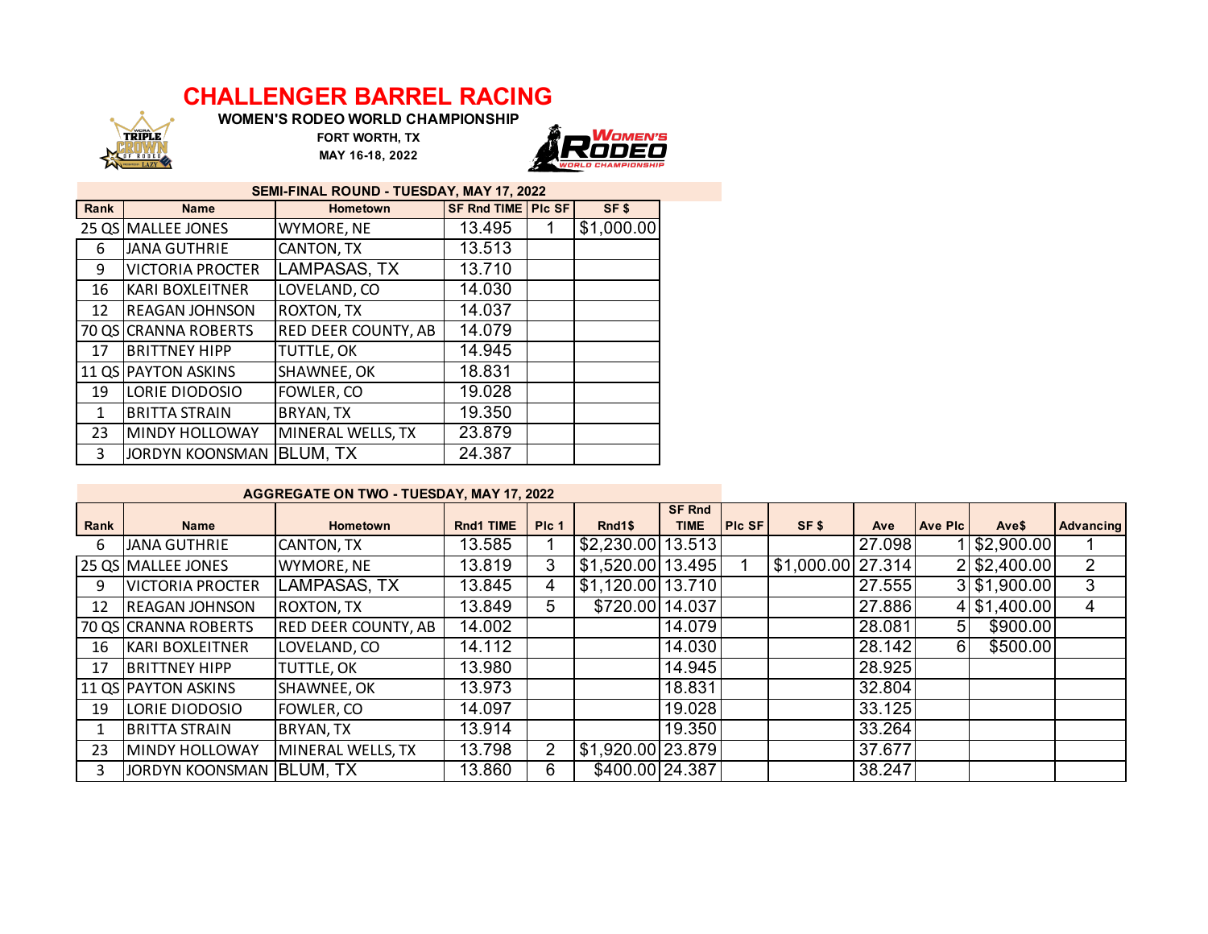# CHALLENGER BARREL RACING

**WOMEN'S RODEO WORLD CHAMPIONSHIP**

**FORT WORTH, TX**

**MAY 16-18, 2022**

## SEMI-FINAL ROUND - TUESDAY, MAY 17, 2022

| Rank | Name | Hometown | SF Rnd TIME | Plc SF | SF $ |
|---|---|---|---|---|---|
| 25 QS | MALLEE JONES | WYMORE, NE | 13.495 | 1 | $1,000.00 |
| 6 | JANA GUTHRIE | CANTON, TX | 13.513 | | |
| 9 | VICTORIA PROCTER | LAMPASAS, TX | 13.710 | | |
| 16 | KARI BOXLEITNER | LOVELAND, CO | 14.030 | | |
| 12 | REAGAN JOHNSON | ROXTON, TX | 14.037 | | |
| 70 QS | CRANNA ROBERTS | RED DEER COUNTY, AB | 14.079 | | |
| 17 | BRITTNEY HIPP | TUTTLE, OK | 14.945 | | |
| 11 QS | PAYTON ASKINS | SHAWNEE, OK | 18.831 | | |
| 19 | LORIE DIODOSIO | FOWLER, CO | 19.028 | | |
| 1 | BRITTA STRAIN | BRYAN, TX | 19.350 | | |
| 23 | MINDY HOLLOWAY | MINERAL WELLS, TX | 23.879 | | |
| 3 | JORDYN KOONSMAN | BLUM, TX | 24.387 | | |

## AGGREGATE ON TWO - TUESDAY, MAY 17, 2022

| Rank | Name | Hometown | Rnd1 TIME | Plc 1 | Rnd1$ | SF Rnd TIME | Plc SF | SF $ | Ave | Ave Plc | Ave$ | Advancing |
|---|---|---|---|---|---|---|---|---|---|---|---|---|
| 6 | JANA GUTHRIE | CANTON, TX | 13.585 | 1 | $2,230.00 | 13.513 | | | 27.098 | 1 | $2,900.00 | 1 |
| 25 QS | MALLEE JONES | WYMORE, NE | 13.819 | 3 | $1,520.00 | 13.495 | 1 | $1,000.00 | 27.314 | 2 | $2,400.00 | 2 |
| 9 | VICTORIA PROCTER | LAMPASAS, TX | 13.845 | 4 | $1,120.00 | 13.710 | | | 27.555 | 3 | $1,900.00 | 3 |
| 12 | REAGAN JOHNSON | ROXTON, TX | 13.849 | 5 | $720.00 | 14.037 | | | 27.886 | 4 | $1,400.00 | 4 |
| 70 QS | CRANNA ROBERTS | RED DEER COUNTY, AB | 14.002 | | | 14.079 | | | 28.081 | 5 | $900.00 | |
| 16 | KARI BOXLEITNER | LOVELAND, CO | 14.112 | | | 14.030 | | | 28.142 | 6 | $500.00 | |
| 17 | BRITTNEY HIPP | TUTTLE, OK | 13.980 | | | 14.945 | | | 28.925 | | | |
| 11 QS | PAYTON ASKINS | SHAWNEE, OK | 13.973 | | | 18.831 | | | 32.804 | | | |
| 19 | LORIE DIODOSIO | FOWLER, CO | 14.097 | | | 19.028 | | | 33.125 | | | |
| 1 | BRITTA STRAIN | BRYAN, TX | 13.914 | | | 19.350 | | | 33.264 | | | |
| 23 | MINDY HOLLOWAY | MINERAL WELLS, TX | 13.798 | 2 | $1,920.00 | 23.879 | | | 37.677 | | | |
| 3 | JORDYN KOONSMAN | BLUM, TX | 13.860 | 6 | $400.00 | 24.387 | | | 38.247 | | | |